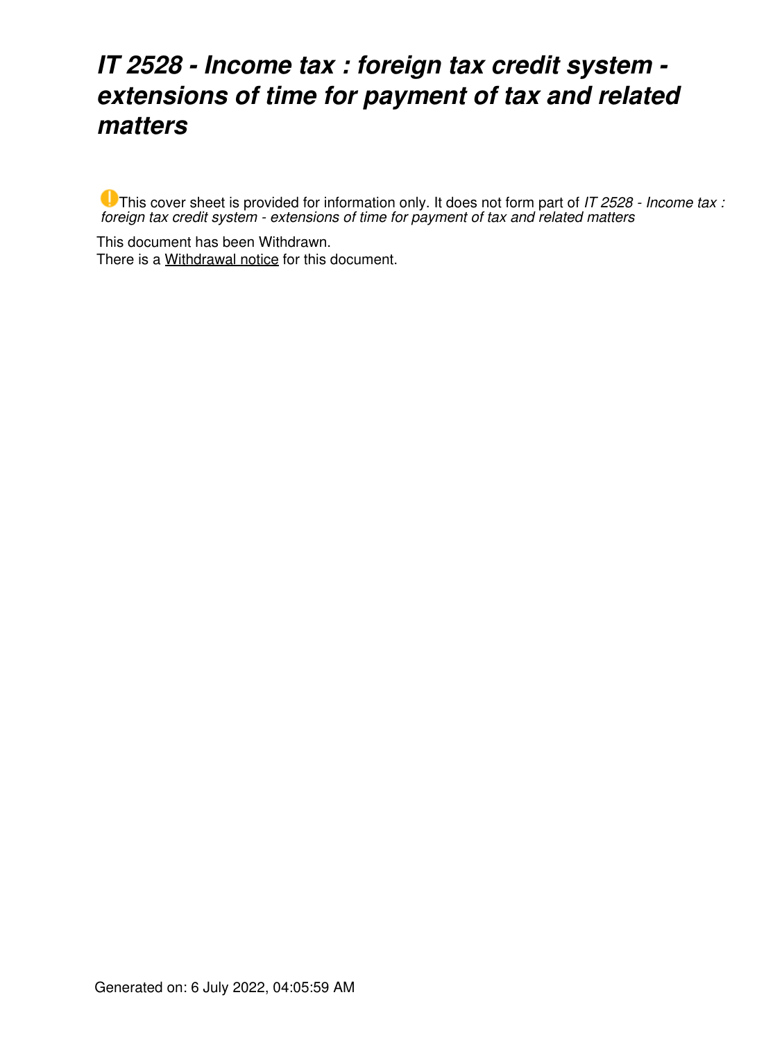# *IT 2528 - Income tax : foreign tax credit system - extensions of time for payment of tax and related matters*

This cover sheet is provided for information only. It does not form part of *IT 2528 - Income tax : foreign tax credit system - extensions of time for payment of tax and related matters*

This document has been Withdrawn.
There is a Withdrawal notice for this document.

Generated on: 6 July 2022, 04:05:59 AM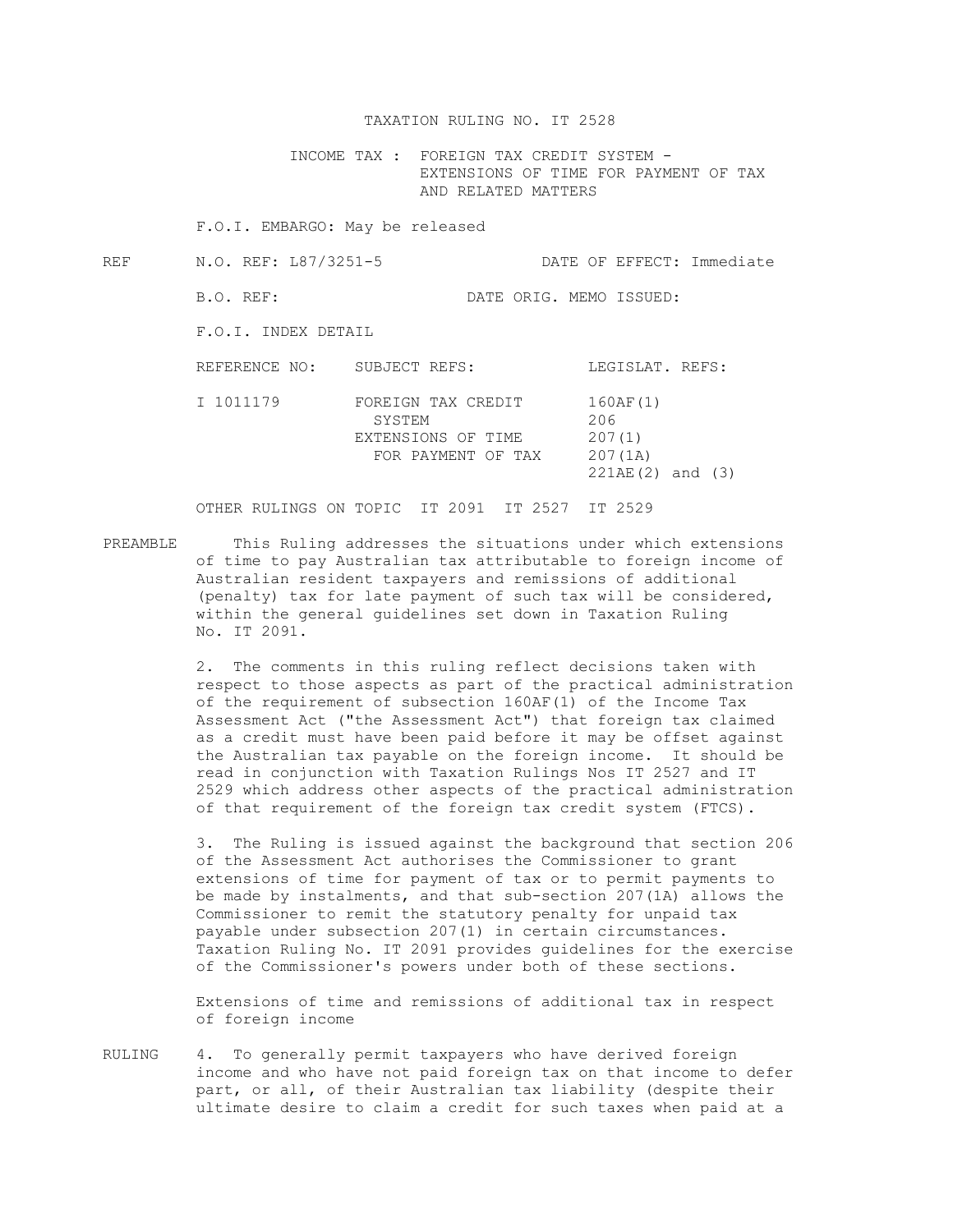# TAXATION RULING NO. IT 2528

**INCOME TAX : FOREIGN TAX CREDIT SYSTEM - EXTENSIONS OF TIME FOR PAYMENT OF TAX AND RELATED MATTERS**

F.O.I. EMBARGO: May be released

REF N.O. REF: L87/3251-5 DATE OF EFFECT: Immediate

B.O. REF: DATE ORIG. MEMO ISSUED:

F.O.I. INDEX DETAIL

| REFERENCE NO: | SUBJECT REFS: | LEGISLAT. REFS: |
|---|---|---|
| I 1011179 | FOREIGN TAX CREDIT SYSTEM | 160AF(1) |
| | | 206 |
| | EXTENSIONS OF TIME FOR PAYMENT OF TAX | 207(1) |
| | | 207(1A) |
| | | 221AE(2) and (3) |

OTHER RULINGS ON TOPIC IT 2091 IT 2527 IT 2529

## PREAMBLE

This Ruling addresses the situations under which extensions of time to pay Australian tax attributable to foreign income of Australian resident taxpayers and remissions of additional (penalty) tax for late payment of such tax will be considered, within the general guidelines set down in Taxation Ruling No. IT 2091.

2. The comments in this ruling reflect decisions taken with respect to those aspects as part of the practical administration of the requirement of subsection 160AF(1) of the Income Tax Assessment Act ("the Assessment Act") that foreign tax claimed as a credit must have been paid before it may be offset against the Australian tax payable on the foreign income. It should be read in conjunction with Taxation Rulings Nos IT 2527 and IT 2529 which address other aspects of the practical administration of that requirement of the foreign tax credit system (FTCS).

3. The Ruling is issued against the background that section 206 of the Assessment Act authorises the Commissioner to grant extensions of time for payment of tax or to permit payments to be made by instalments, and that sub-section 207(1A) allows the Commissioner to remit the statutory penalty for unpaid tax payable under subsection 207(1) in certain circumstances. Taxation Ruling No. IT 2091 provides guidelines for the exercise of the Commissioner's powers under both of these sections.

### Extensions of time and remissions of additional tax in respect of foreign income

## RULING

4. To generally permit taxpayers who have derived foreign income and who have not paid foreign tax on that income to defer part, or all, of their Australian tax liability (despite their ultimate desire to claim a credit for such taxes when paid at a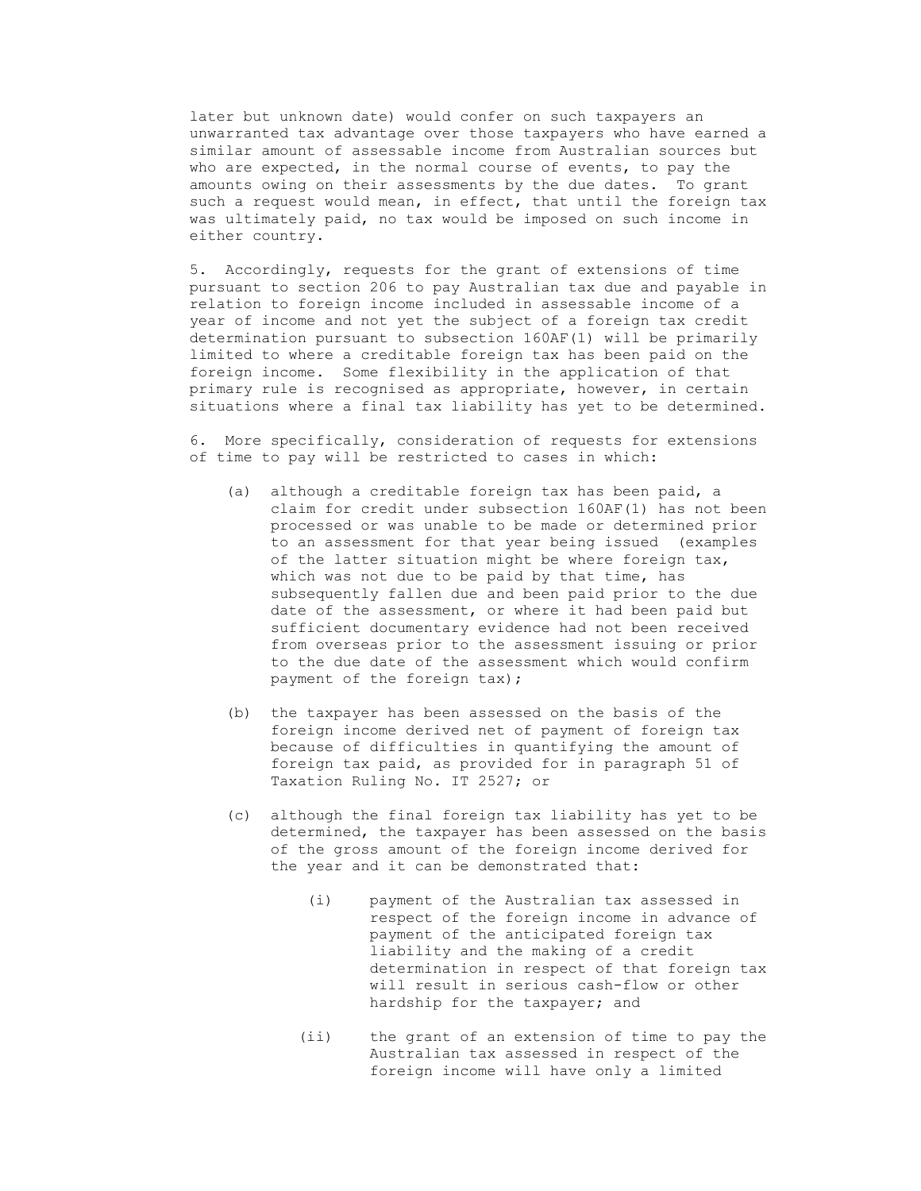later but unknown date) would confer on such taxpayers an unwarranted tax advantage over those taxpayers who have earned a similar amount of assessable income from Australian sources but who are expected, in the normal course of events, to pay the amounts owing on their assessments by the due dates. To grant such a request would mean, in effect, that until the foreign tax was ultimately paid, no tax would be imposed on such income in either country.

5. Accordingly, requests for the grant of extensions of time pursuant to section 206 to pay Australian tax due and payable in relation to foreign income included in assessable income of a year of income and not yet the subject of a foreign tax credit determination pursuant to subsection 160AF(1) will be primarily limited to where a creditable foreign tax has been paid on the foreign income. Some flexibility in the application of that primary rule is recognised as appropriate, however, in certain situations where a final tax liability has yet to be determined.

6. More specifically, consideration of requests for extensions of time to pay will be restricted to cases in which:

- (a) although a creditable foreign tax has been paid, a claim for credit under subsection 160AF(1) has not been processed or was unable to be made or determined prior to an assessment for that year being issued (examples of the latter situation might be where foreign tax, which was not due to be paid by that time, has subsequently fallen due and been paid prior to the due date of the assessment, or where it had been paid but sufficient documentary evidence had not been received from overseas prior to the assessment issuing or prior to the due date of the assessment which would confirm payment of the foreign tax);

- (b) the taxpayer has been assessed on the basis of the foreign income derived net of payment of foreign tax because of difficulties in quantifying the amount of foreign tax paid, as provided for in paragraph 51 of Taxation Ruling No. IT 2527; or

- (c) although the final foreign tax liability has yet to be determined, the taxpayer has been assessed on the basis of the gross amount of the foreign income derived for the year and it can be demonstrated that:

  - (i) payment of the Australian tax assessed in respect of the foreign income in advance of payment of the anticipated foreign tax liability and the making of a credit determination in respect of that foreign tax will result in serious cash-flow or other hardship for the taxpayer; and

  - (ii) the grant of an extension of time to pay the Australian tax assessed in respect of the foreign income will have only a limited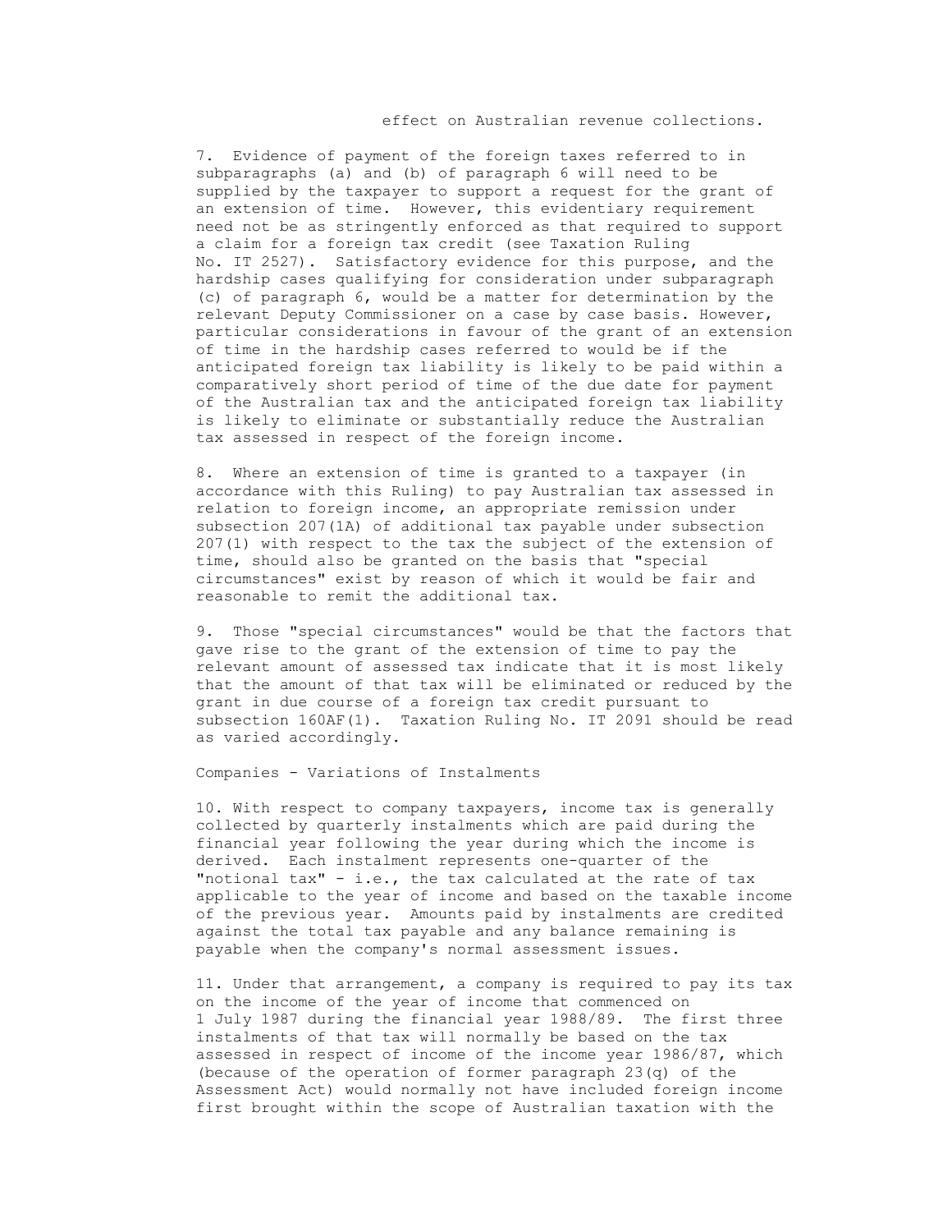effect on Australian revenue collections.

7. Evidence of payment of the foreign taxes referred to in subparagraphs (a) and (b) of paragraph 6 will need to be supplied by the taxpayer to support a request for the grant of an extension of time. However, this evidentiary requirement need not be as stringently enforced as that required to support a claim for a foreign tax credit (see Taxation Ruling No. IT 2527). Satisfactory evidence for this purpose, and the hardship cases qualifying for consideration under subparagraph (c) of paragraph 6, would be a matter for determination by the relevant Deputy Commissioner on a case by case basis. However, particular considerations in favour of the grant of an extension of time in the hardship cases referred to would be if the anticipated foreign tax liability is likely to be paid within a comparatively short period of time of the due date for payment of the Australian tax and the anticipated foreign tax liability is likely to eliminate or substantially reduce the Australian tax assessed in respect of the foreign income.

8. Where an extension of time is granted to a taxpayer (in accordance with this Ruling) to pay Australian tax assessed in relation to foreign income, an appropriate remission under subsection 207(1A) of additional tax payable under subsection 207(1) with respect to the tax the subject of the extension of time, should also be granted on the basis that "special circumstances" exist by reason of which it would be fair and reasonable to remit the additional tax.

9. Those "special circumstances" would be that the factors that gave rise to the grant of the extension of time to pay the relevant amount of assessed tax indicate that it is most likely that the amount of that tax will be eliminated or reduced by the grant in due course of a foreign tax credit pursuant to subsection 160AF(1). Taxation Ruling No. IT 2091 should be read as varied accordingly.

Companies - Variations of Instalments

10. With respect to company taxpayers, income tax is generally collected by quarterly instalments which are paid during the financial year following the year during which the income is derived. Each instalment represents one-quarter of the "notional tax" - i.e., the tax calculated at the rate of tax applicable to the year of income and based on the taxable income of the previous year. Amounts paid by instalments are credited against the total tax payable and any balance remaining is payable when the company's normal assessment issues.

11. Under that arrangement, a company is required to pay its tax on the income of the year of income that commenced on 1 July 1987 during the financial year 1988/89. The first three instalments of that tax will normally be based on the tax assessed in respect of income of the income year 1986/87, which (because of the operation of former paragraph 23(q) of the Assessment Act) would normally not have included foreign income first brought within the scope of Australian taxation with the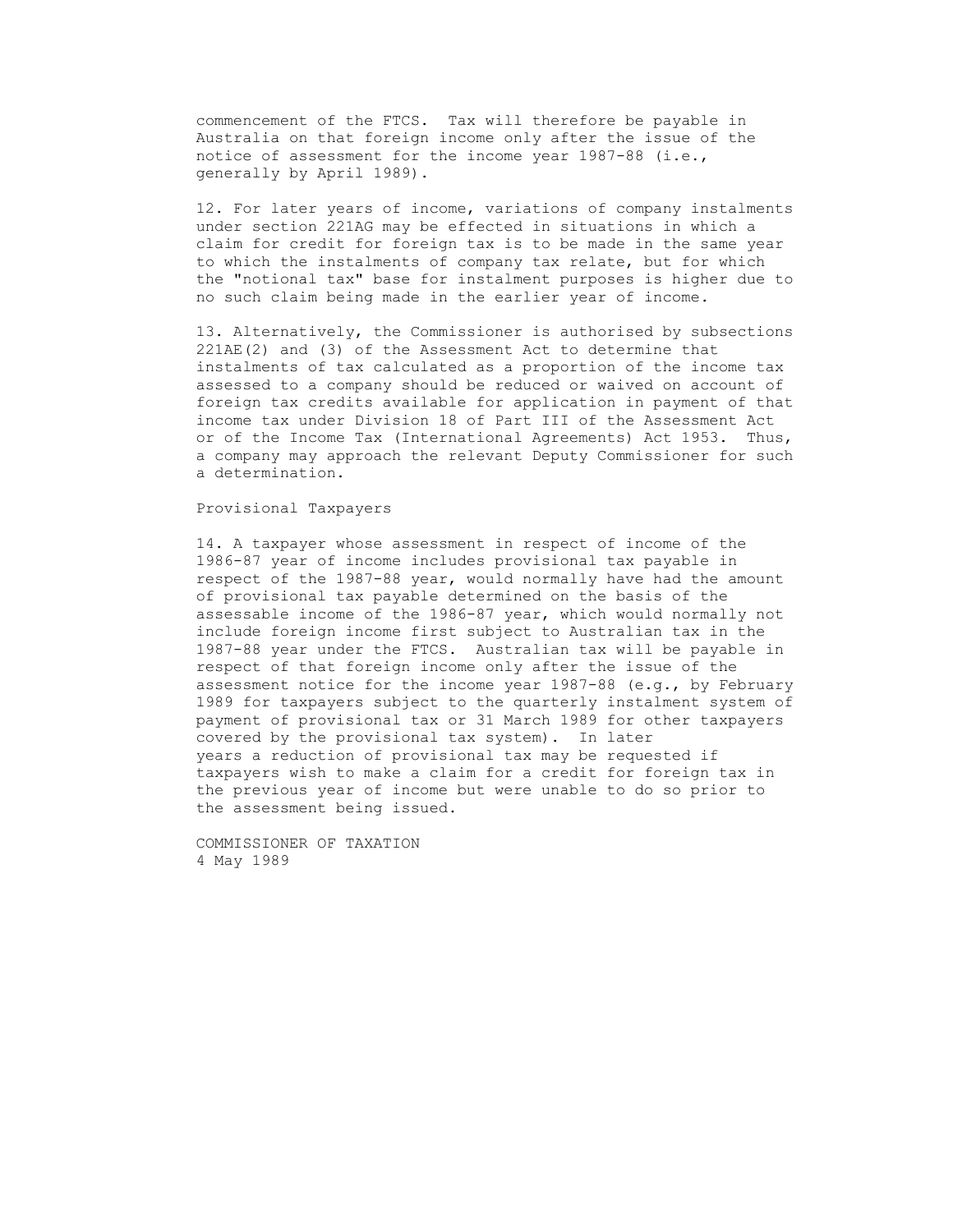commencement of the FTCS. Tax will therefore be payable in Australia on that foreign income only after the issue of the notice of assessment for the income year 1987-88 (i.e., generally by April 1989).

12. For later years of income, variations of company instalments under section 221AG may be effected in situations in which a claim for credit for foreign tax is to be made in the same year to which the instalments of company tax relate, but for which the "notional tax" base for instalment purposes is higher due to no such claim being made in the earlier year of income.

13. Alternatively, the Commissioner is authorised by subsections 221AE(2) and (3) of the Assessment Act to determine that instalments of tax calculated as a proportion of the income tax assessed to a company should be reduced or waived on account of foreign tax credits available for application in payment of that income tax under Division 18 of Part III of the Assessment Act or of the Income Tax (International Agreements) Act 1953. Thus, a company may approach the relevant Deputy Commissioner for such a determination.

Provisional Taxpayers

14. A taxpayer whose assessment in respect of income of the 1986-87 year of income includes provisional tax payable in respect of the 1987-88 year, would normally have had the amount of provisional tax payable determined on the basis of the assessable income of the 1986-87 year, which would normally not include foreign income first subject to Australian tax in the 1987-88 year under the FTCS. Australian tax will be payable in respect of that foreign income only after the issue of the assessment notice for the income year 1987-88 (e.g., by February 1989 for taxpayers subject to the quarterly instalment system of payment of provisional tax or 31 March 1989 for other taxpayers covered by the provisional tax system). In later years a reduction of provisional tax may be requested if taxpayers wish to make a claim for a credit for foreign tax in the previous year of income but were unable to do so prior to the assessment being issued.

COMMISSIONER OF TAXATION
4 May 1989